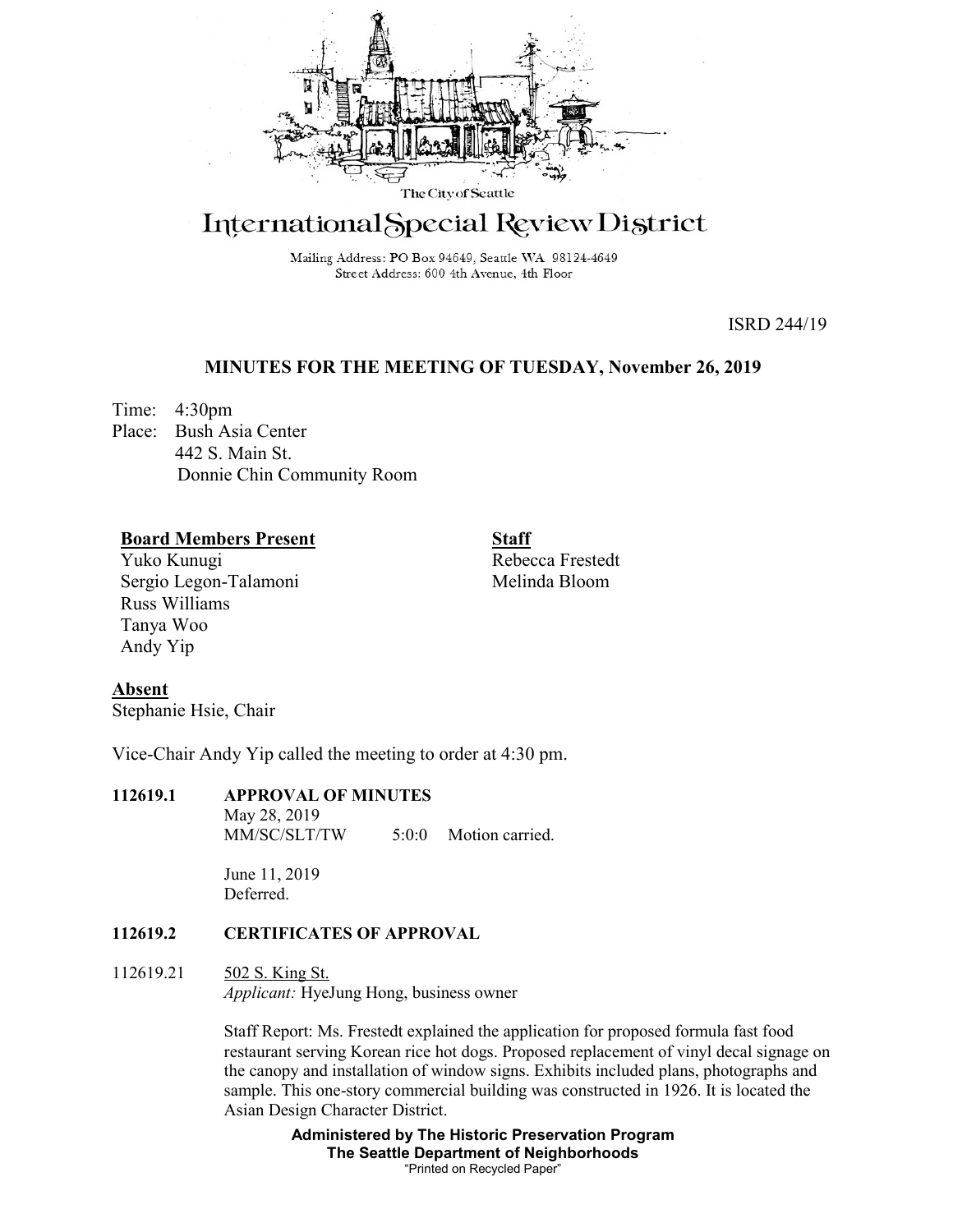The City of Seattle

# International Special Review District

Mailing Address: PO Box 94649, Seattle WA 98124-4649
Street Address: 600 4th Avenue, 4th Floor

ISRD 244/19

## MINUTES FOR THE MEETING OF TUESDAY, November 26, 2019

Time: 4:30pm
Place: Bush Asia Center
442 S. Main St.
Donnie Chin Community Room

**Board Members Present**
Yuko Kunugi
Sergio Legon-Talamoni
Russ Williams
Tanya Woo
Andy Yip

**Staff**
Rebecca Frestedt
Melinda Bloom

**Absent**
Stephanie Hsie, Chair

Vice-Chair Andy Yip called the meeting to order at 4:30 pm.

**112619.1 APPROVAL OF MINUTES**

May 28, 2019
MM/SC/SLT/TW 5:0:0 Motion carried.

June 11, 2019
Deferred.

**112619.2 CERTIFICATES OF APPROVAL**

112619.21 502 S. King St.
*Applicant:* HyeJung Hong, business owner

Staff Report: Ms. Frestedt explained the application for proposed formula fast food restaurant serving Korean rice hot dogs. Proposed replacement of vinyl decal signage on the canopy and installation of window signs. Exhibits included plans, photographs and sample. This one-story commercial building was constructed in 1926. It is located the Asian Design Character District.

**Administered by The Historic Preservation Program**
**The Seattle Department of Neighborhoods**
"Printed on Recycled Paper"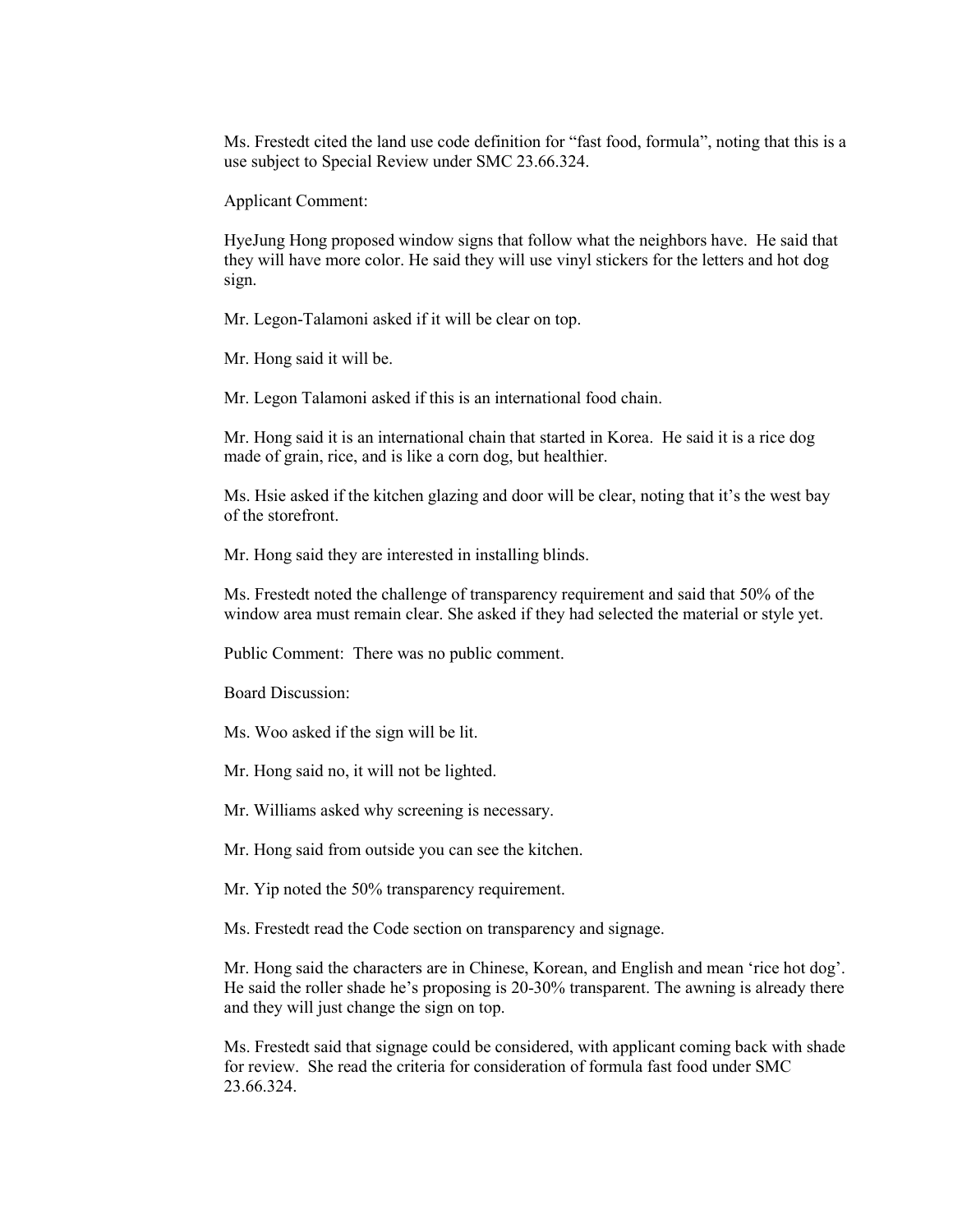Ms. Frestedt cited the land use code definition for "fast food, formula", noting that this is a use subject to Special Review under SMC 23.66.324.

Applicant Comment:

HyeJung Hong proposed window signs that follow what the neighbors have. He said that they will have more color. He said they will use vinyl stickers for the letters and hot dog sign.

Mr. Legon-Talamoni asked if it will be clear on top.

Mr. Hong said it will be.

Mr. Legon Talamoni asked if this is an international food chain.

Mr. Hong said it is an international chain that started in Korea. He said it is a rice dog made of grain, rice, and is like a corn dog, but healthier.

Ms. Hsie asked if the kitchen glazing and door will be clear, noting that it's the west bay of the storefront.

Mr. Hong said they are interested in installing blinds.

Ms. Frestedt noted the challenge of transparency requirement and said that 50% of the window area must remain clear. She asked if they had selected the material or style yet.

Public Comment: There was no public comment.

Board Discussion:

Ms. Woo asked if the sign will be lit.

Mr. Hong said no, it will not be lighted.

Mr. Williams asked why screening is necessary.

Mr. Hong said from outside you can see the kitchen.

Mr. Yip noted the 50% transparency requirement.

Ms. Frestedt read the Code section on transparency and signage.

Mr. Hong said the characters are in Chinese, Korean, and English and mean 'rice hot dog'. He said the roller shade he's proposing is 20-30% transparent. The awning is already there and they will just change the sign on top.

Ms. Frestedt said that signage could be considered, with applicant coming back with shade for review. She read the criteria for consideration of formula fast food under SMC 23.66.324.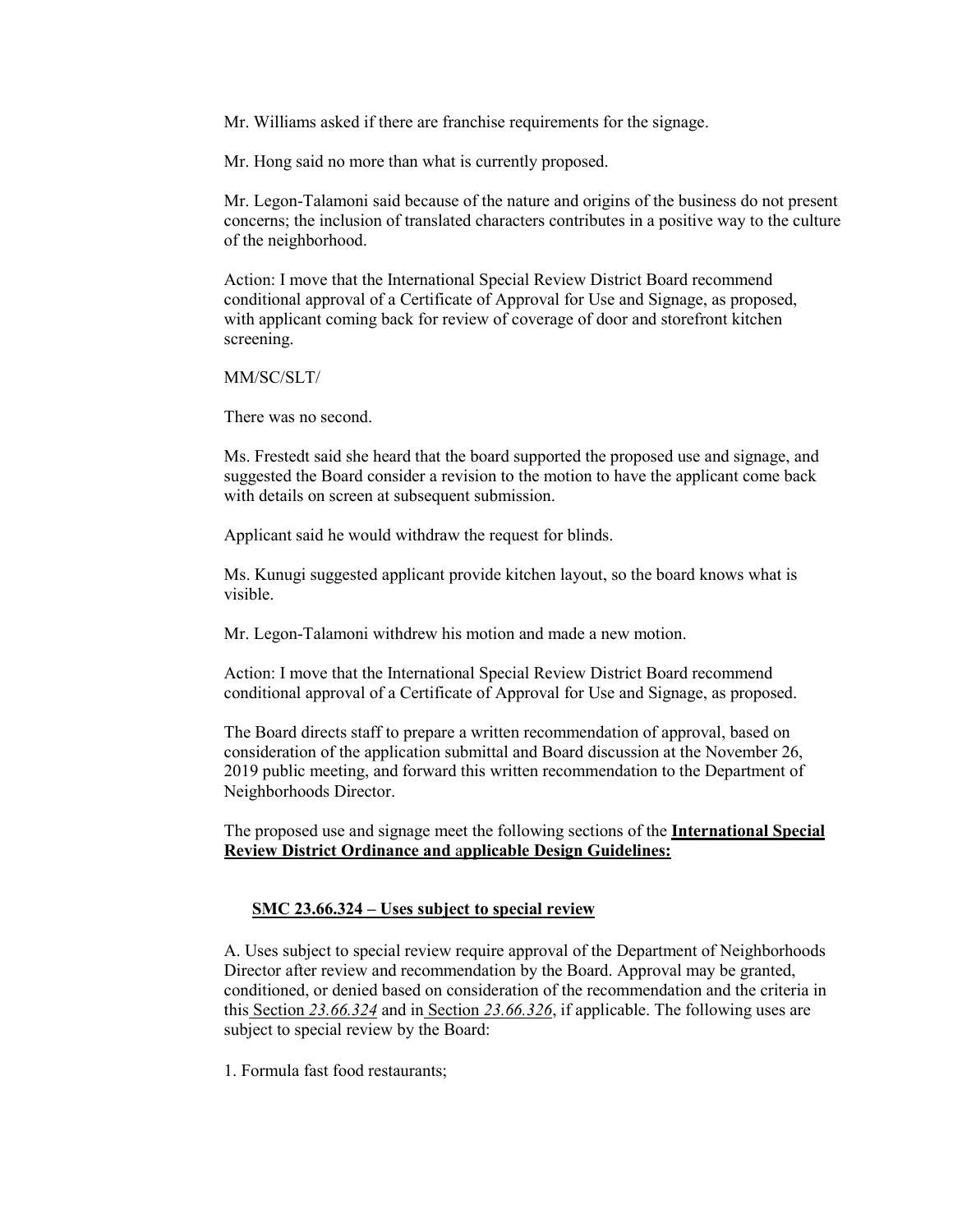Mr. Williams asked if there are franchise requirements for the signage.

Mr. Hong said no more than what is currently proposed.

Mr. Legon-Talamoni said because of the nature and origins of the business do not present concerns; the inclusion of translated characters contributes in a positive way to the culture of the neighborhood.

Action: I move that the International Special Review District Board recommend conditional approval of a Certificate of Approval for Use and Signage, as proposed, with applicant coming back for review of coverage of door and storefront kitchen screening.

MM/SC/SLT/

There was no second.

Ms. Frestedt said she heard that the board supported the proposed use and signage, and suggested the Board consider a revision to the motion to have the applicant come back with details on screen at subsequent submission.

Applicant said he would withdraw the request for blinds.

Ms. Kunugi suggested applicant provide kitchen layout, so the board knows what is visible.

Mr. Legon-Talamoni withdrew his motion and made a new motion.

Action: I move that the International Special Review District Board recommend conditional approval of a Certificate of Approval for Use and Signage, as proposed.

The Board directs staff to prepare a written recommendation of approval, based on consideration of the application submittal and Board discussion at the November 26, 2019 public meeting, and forward this written recommendation to the Department of Neighborhoods Director.

The proposed use and signage meet the following sections of the **International Special Review District Ordinance and applicable Design Guidelines:**

**SMC 23.66.324 – Uses subject to special review**

A. Uses subject to special review require approval of the Department of Neighborhoods Director after review and recommendation by the Board. Approval may be granted, conditioned, or denied based on consideration of the recommendation and the criteria in this Section *23.66.324* and in Section *23.66.326*, if applicable. The following uses are subject to special review by the Board:

1. Formula fast food restaurants;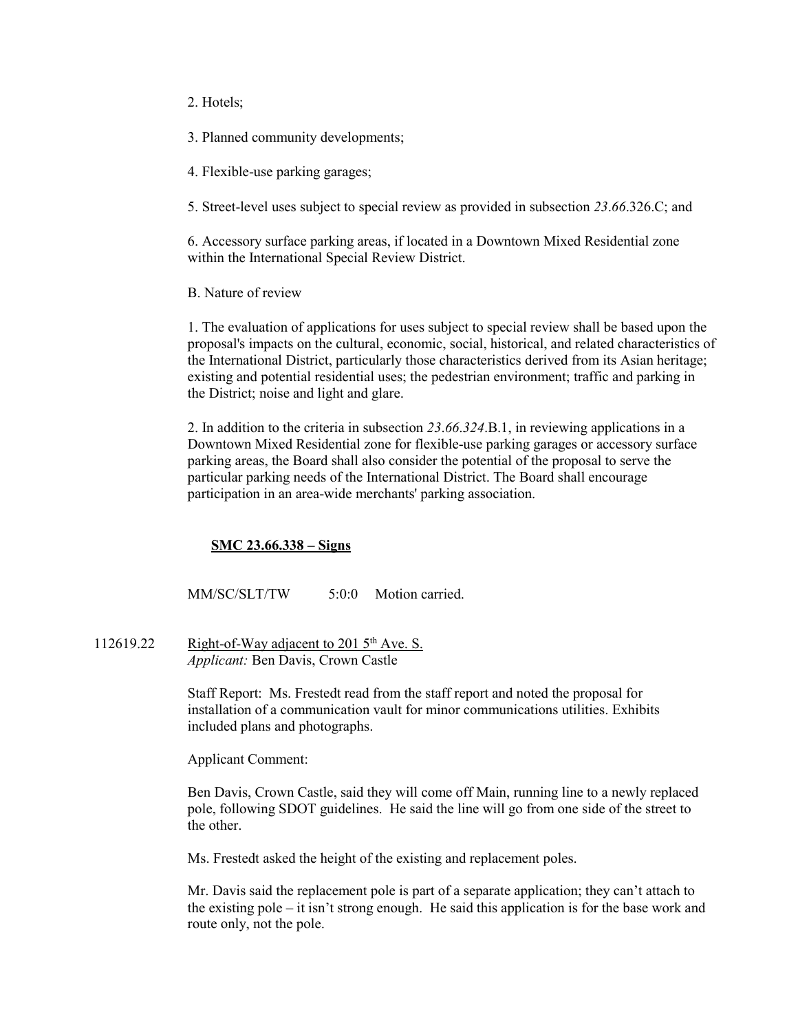2. Hotels;

3. Planned community developments;

4. Flexible-use parking garages;

5. Street-level uses subject to special review as provided in subsection *23.66*.326.C; and

6. Accessory surface parking areas, if located in a Downtown Mixed Residential zone within the International Special Review District.

B. Nature of review

1. The evaluation of applications for uses subject to special review shall be based upon the proposal's impacts on the cultural, economic, social, historical, and related characteristics of the International District, particularly those characteristics derived from its Asian heritage; existing and potential residential uses; the pedestrian environment; traffic and parking in the District; noise and light and glare.

2. In addition to the criteria in subsection *23.66.324*.B.1, in reviewing applications in a Downtown Mixed Residential zone for flexible-use parking garages or accessory surface parking areas, the Board shall also consider the potential of the proposal to serve the particular parking needs of the International District. The Board shall encourage participation in an area-wide merchants' parking association.

**SMC 23.66.338 – Signs**

MM/SC/SLT/TW 5:0:0 Motion carried.

112619.22 Right-of-Way adjacent to 201 5th Ave. S.
*Applicant:* Ben Davis, Crown Castle

Staff Report: Ms. Frestedt read from the staff report and noted the proposal for installation of a communication vault for minor communications utilities. Exhibits included plans and photographs.

Applicant Comment:

Ben Davis, Crown Castle, said they will come off Main, running line to a newly replaced pole, following SDOT guidelines. He said the line will go from one side of the street to the other.

Ms. Frestedt asked the height of the existing and replacement poles.

Mr. Davis said the replacement pole is part of a separate application; they can't attach to the existing pole – it isn't strong enough. He said this application is for the base work and route only, not the pole.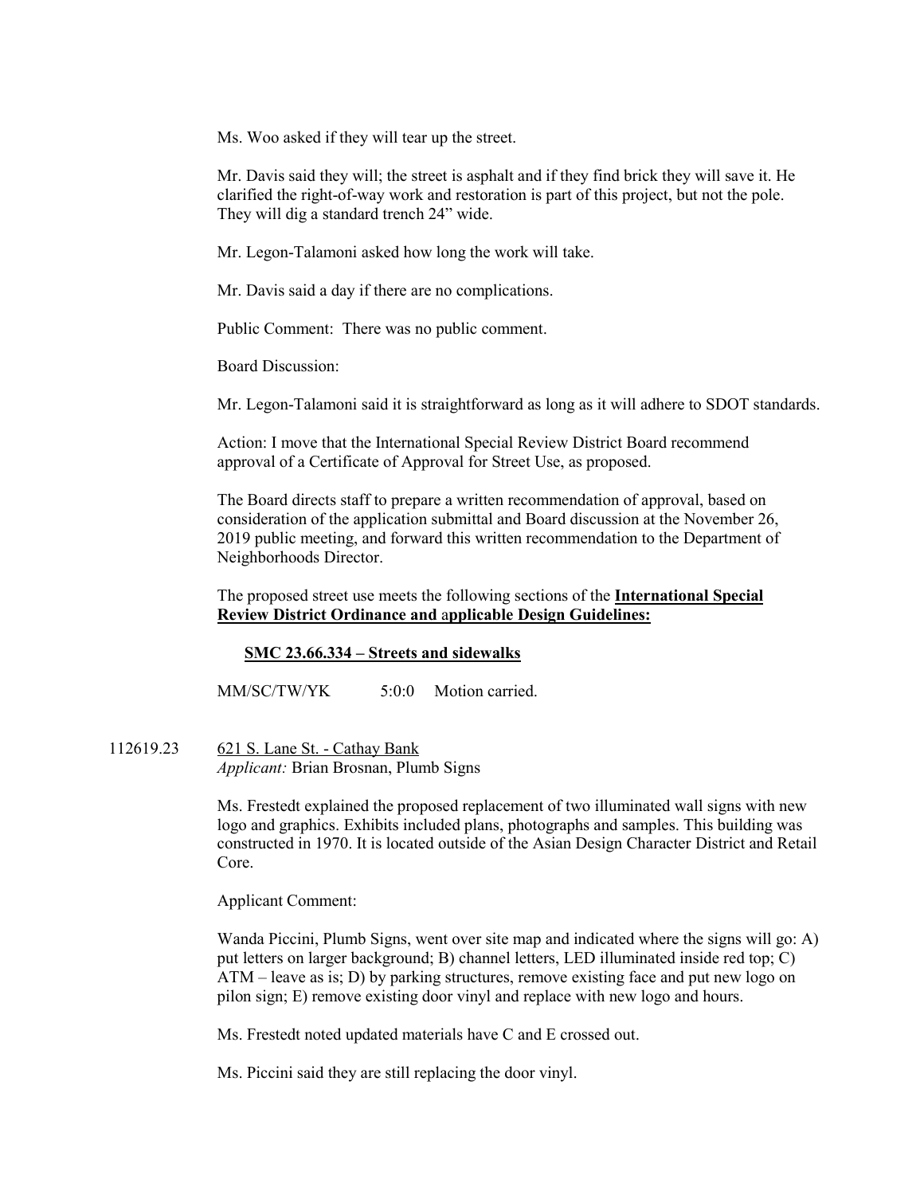Ms. Woo asked if they will tear up the street.

Mr. Davis said they will; the street is asphalt and if they find brick they will save it. He clarified the right-of-way work and restoration is part of this project, but not the pole. They will dig a standard trench 24" wide.

Mr. Legon-Talamoni asked how long the work will take.

Mr. Davis said a day if there are no complications.

Public Comment: There was no public comment.

Board Discussion:

Mr. Legon-Talamoni said it is straightforward as long as it will adhere to SDOT standards.

Action: I move that the International Special Review District Board recommend approval of a Certificate of Approval for Street Use, as proposed.

The Board directs staff to prepare a written recommendation of approval, based on consideration of the application submittal and Board discussion at the November 26, 2019 public meeting, and forward this written recommendation to the Department of Neighborhoods Director.

The proposed street use meets the following sections of the **International Special Review District Ordinance and applicable Design Guidelines:**

**SMC 23.66.334 – Streets and sidewalks**

MM/SC/TW/YK 5:0:0 Motion carried.

112619.23 621 S. Lane St. - Cathay Bank
*Applicant:* Brian Brosnan, Plumb Signs

Ms. Frestedt explained the proposed replacement of two illuminated wall signs with new logo and graphics. Exhibits included plans, photographs and samples. This building was constructed in 1970. It is located outside of the Asian Design Character District and Retail Core.

Applicant Comment:

Wanda Piccini, Plumb Signs, went over site map and indicated where the signs will go: A) put letters on larger background; B) channel letters, LED illuminated inside red top; C) ATM – leave as is; D) by parking structures, remove existing face and put new logo on pilon sign; E) remove existing door vinyl and replace with new logo and hours.

Ms. Frestedt noted updated materials have C and E crossed out.

Ms. Piccini said they are still replacing the door vinyl.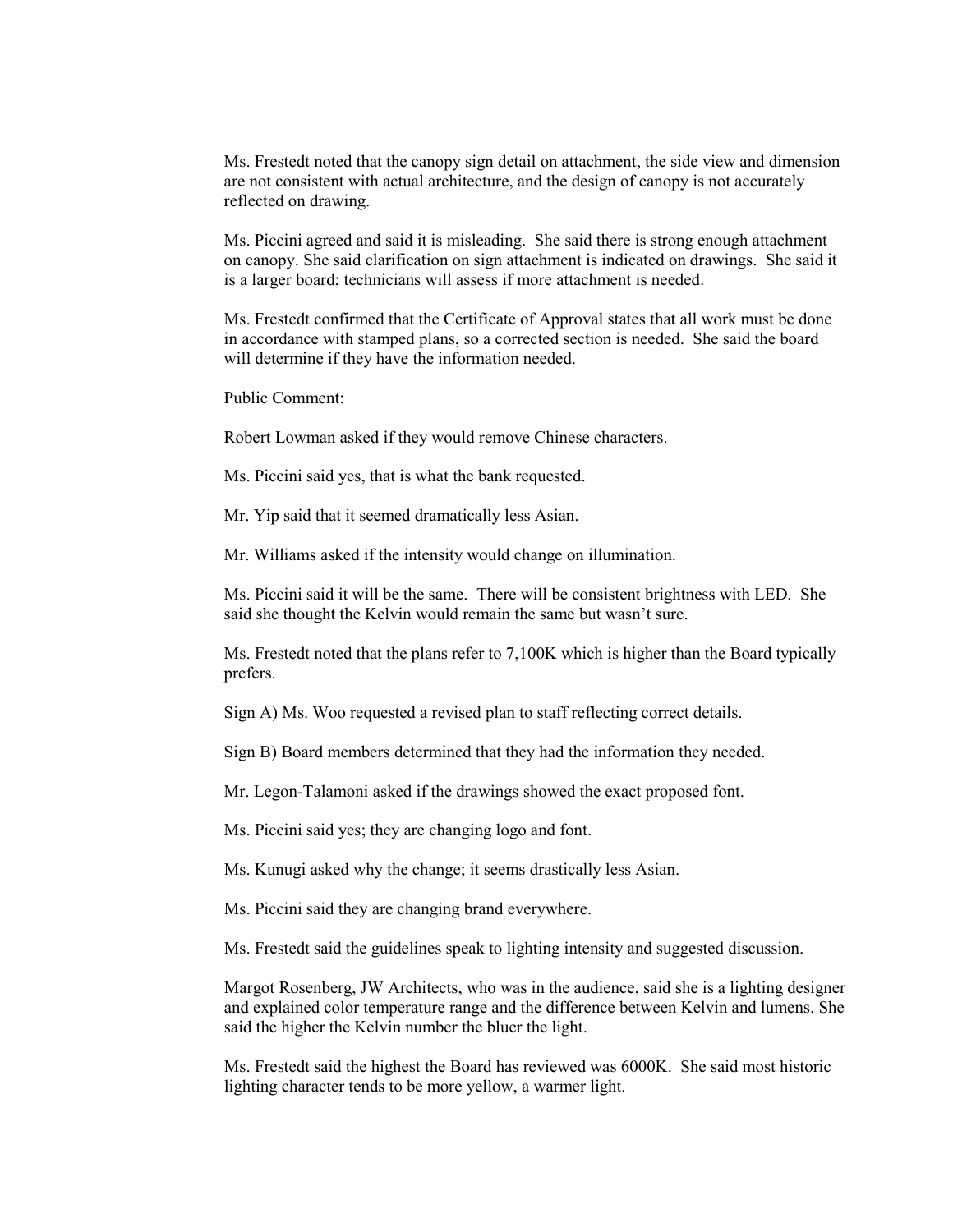Ms. Frestedt noted that the canopy sign detail on attachment, the side view and dimension are not consistent with actual architecture, and the design of canopy is not accurately reflected on drawing.

Ms. Piccini agreed and said it is misleading. She said there is strong enough attachment on canopy. She said clarification on sign attachment is indicated on drawings. She said it is a larger board; technicians will assess if more attachment is needed.

Ms. Frestedt confirmed that the Certificate of Approval states that all work must be done in accordance with stamped plans, so a corrected section is needed. She said the board will determine if they have the information needed.

Public Comment:

Robert Lowman asked if they would remove Chinese characters.

Ms. Piccini said yes, that is what the bank requested.

Mr. Yip said that it seemed dramatically less Asian.

Mr. Williams asked if the intensity would change on illumination.

Ms. Piccini said it will be the same. There will be consistent brightness with LED. She said she thought the Kelvin would remain the same but wasn't sure.

Ms. Frestedt noted that the plans refer to 7,100K which is higher than the Board typically prefers.

Sign A) Ms. Woo requested a revised plan to staff reflecting correct details.

Sign B) Board members determined that they had the information they needed.

Mr. Legon-Talamoni asked if the drawings showed the exact proposed font.

Ms. Piccini said yes; they are changing logo and font.

Ms. Kunugi asked why the change; it seems drastically less Asian.

Ms. Piccini said they are changing brand everywhere.

Ms. Frestedt said the guidelines speak to lighting intensity and suggested discussion.

Margot Rosenberg, JW Architects, who was in the audience, said she is a lighting designer and explained color temperature range and the difference between Kelvin and lumens. She said the higher the Kelvin number the bluer the light.

Ms. Frestedt said the highest the Board has reviewed was 6000K. She said most historic lighting character tends to be more yellow, a warmer light.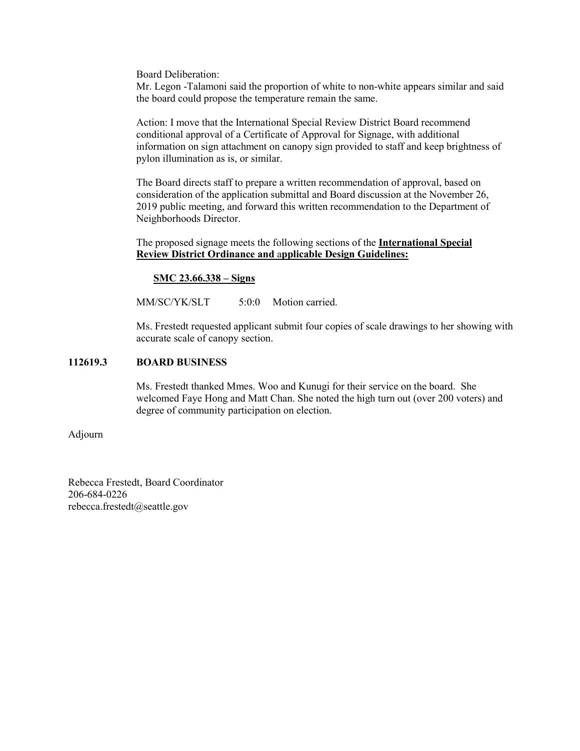Board Deliberation:
Mr. Legon -Talamoni said the proportion of white to non-white appears similar and said the board could propose the temperature remain the same.

Action: I move that the International Special Review District Board recommend conditional approval of a Certificate of Approval for Signage, with additional information on sign attachment on canopy sign provided to staff and keep brightness of pylon illumination as is, or similar.

The Board directs staff to prepare a written recommendation of approval, based on consideration of the application submittal and Board discussion at the November 26, 2019 public meeting, and forward this written recommendation to the Department of Neighborhoods Director.

The proposed signage meets the following sections of the **International Special Review District Ordinance and applicable Design Guidelines:**

**SMC 23.66.338 – Signs**

MM/SC/YK/SLT 5:0:0 Motion carried.

Ms. Frestedt requested applicant submit four copies of scale drawings to her showing with accurate scale of canopy section.

**112619.3 BOARD BUSINESS**

Ms. Frestedt thanked Mmes. Woo and Kunugi for their service on the board. She welcomed Faye Hong and Matt Chan. She noted the high turn out (over 200 voters) and degree of community participation on election.

Adjourn

Rebecca Frestedt, Board Coordinator
206-684-0226
rebecca.frestedt@seattle.gov